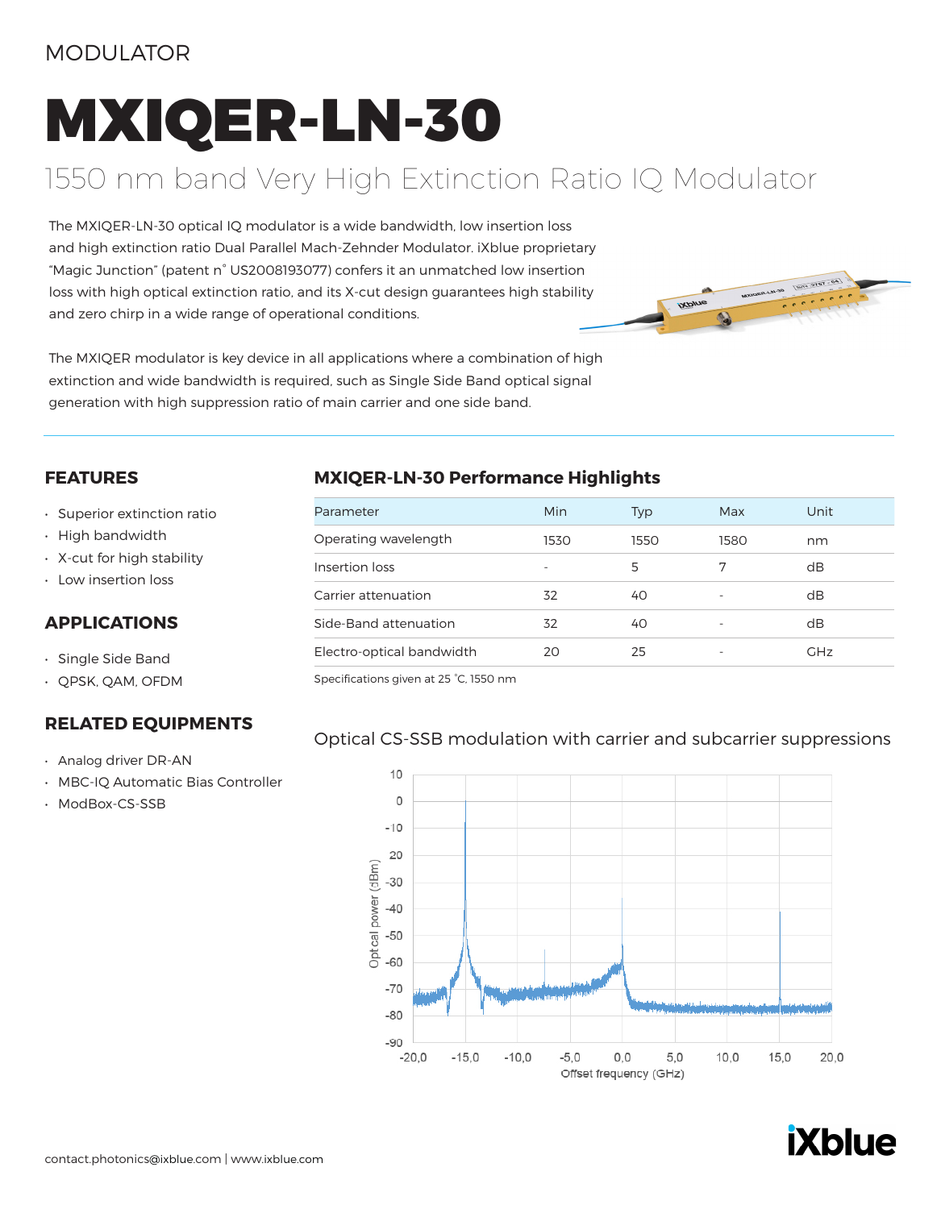MODULATOR

# MXIQER-LN-30

## 1550 nm band Very High Extinction Ratio IQ Modulator

The MXIQER-LN-30 optical IQ modulator is a wide bandwidth, low insertion loss and high extinction ratio Dual Parallel Mach-Zehnder Modulator. iXblue proprietary "Magic Junction" (patent n° US2008193077) confers it an unmatched low insertion loss with high optical extinction ratio, and its X-cut design guarantees high stability and zero chirp in a wide range of operational conditions.

The MXIQER modulator is key device in all applications where a combination of high extinction and wide bandwidth is required, such as Single Side Band optical signal generation with high suppression ratio of main carrier and one side band.

### FEATURES

- Superior extinction ratio
- High bandwidth
- X-cut for high stability
- Low insertion loss

### APPLICATIONS

- Single Side Band
- QPSK, QAM, OFDM

### RELATED EQUIPMENTS

- Analog driver DR-AN
- MBC-IQ Automatic Bias Controller
- ModBox-CS-SSB

### MXIQER-LN-30 Performance Highlights

| Parameter | Min | Typ | Max | Unit |
|---|---|---|---|---|
| Operating wavelength | 1530 | 1550 | 1580 | nm |
| Insertion loss | - | 5 | 7 | dB |
| Carrier attenuation | 32 | 40 | - | dB |
| Side-Band attenuation | 32 | 40 | - | dB |
| Electro-optical bandwidth | 20 | 25 | - | GHz |

Specifications given at 25 °C, 1550 nm

Optical CS-SSB modulation with carrier and subcarrier suppressions

contact.photonics@ixblue.com | www.ixblue.com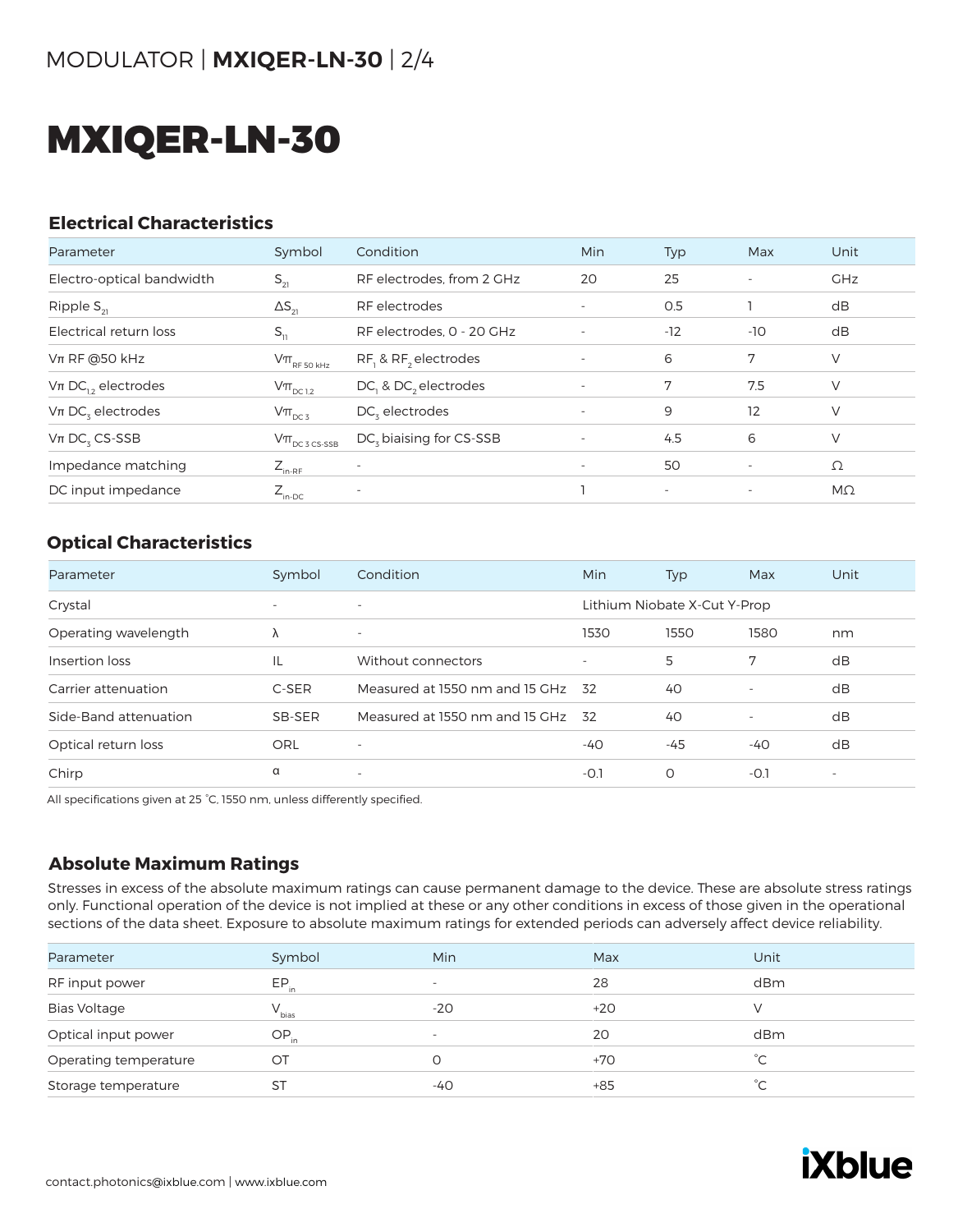# MXIQER-LN-30

## Electrical Characteristics

| Parameter | Symbol | Condition | Min | Typ | Max | Unit |
|---|---|---|---|---|---|---|
| Electro-optical bandwidth | $S_{21}$ | RF electrodes, from 2 GHz | 20 | 25 | - | GHz |
| Ripple $S_{21}$ | $\Delta S_{21}$ | RF electrodes | - | 0.5 | 1 | dB |
| Electrical return loss | $S_{11}$ | RF electrodes, 0 - 20 GHz | - | -12 | -10 | dB |
| Vπ RF @50 kHz | $V\pi_{RF\ 50\ kHz}$ | $RF_1$ & $RF_2$ electrodes | - | 6 | 7 | V |
| Vπ $DC_{1,2}$ electrodes | $V\pi_{DC\ 1,2}$ | $DC_1$ & $DC_2$ electrodes | - | 7 | 7.5 | V |
| Vπ $DC_3$ electrodes | $V\pi_{DC\ 3}$ | $DC_3$ electrodes | - | 9 | 12 | V |
| Vπ $DC_3$ CS-SSB | $V\pi_{DC\ 3\ CS\text{-}SSB}$ | $DC_3$ biaising for CS-SSB | - | 4.5 | 6 | V |
| Impedance matching | $Z_{in\text{-}RF}$ | - | - | 50 | - | Ω |
| DC input impedance | $Z_{in\text{-}DC}$ | - | 1 | - | - | MΩ |

## Optical Characteristics

| Parameter | Symbol | Condition | Min | Typ | Max | Unit |
|---|---|---|---|---|---|---|
| Crystal | - | - | Lithium Niobate X-Cut Y-Prop | | | |
| Operating wavelength | λ | - | 1530 | 1550 | 1580 | nm |
| Insertion loss | IL | Without connectors | - | 5 | 7 | dB |
| Carrier attenuation | C-SER | Measured at 1550 nm and 15 GHz | 32 | 40 | - | dB |
| Side-Band attenuation | SB-SER | Measured at 1550 nm and 15 GHz | 32 | 40 | - | dB |
| Optical return loss | ORL | - | -40 | -45 | -40 | dB |
| Chirp | α | - | -0.1 | 0 | -0.1 | - |

All specifications given at 25 °C, 1550 nm, unless differently specified.

## Absolute Maximum Ratings

Stresses in excess of the absolute maximum ratings can cause permanent damage to the device. These are absolute stress ratings only. Functional operation of the device is not implied at these or any other conditions in excess of those given in the operational sections of the data sheet. Exposure to absolute maximum ratings for extended periods can adversely affect device reliability.

| Parameter | Symbol | Min | Max | Unit |
|---|---|---|---|---|
| RF input power | $EP_{in}$ | - | 28 | dBm |
| Bias Voltage | $V_{bias}$ | -20 | +20 | V |
| Optical input power | $OP_{in}$ | - | 20 | dBm |
| Operating temperature | OT | 0 | +70 | °C |
| Storage temperature | ST | -40 | +85 | °C |

contact.photonics@ixblue.com | www.ixblue.com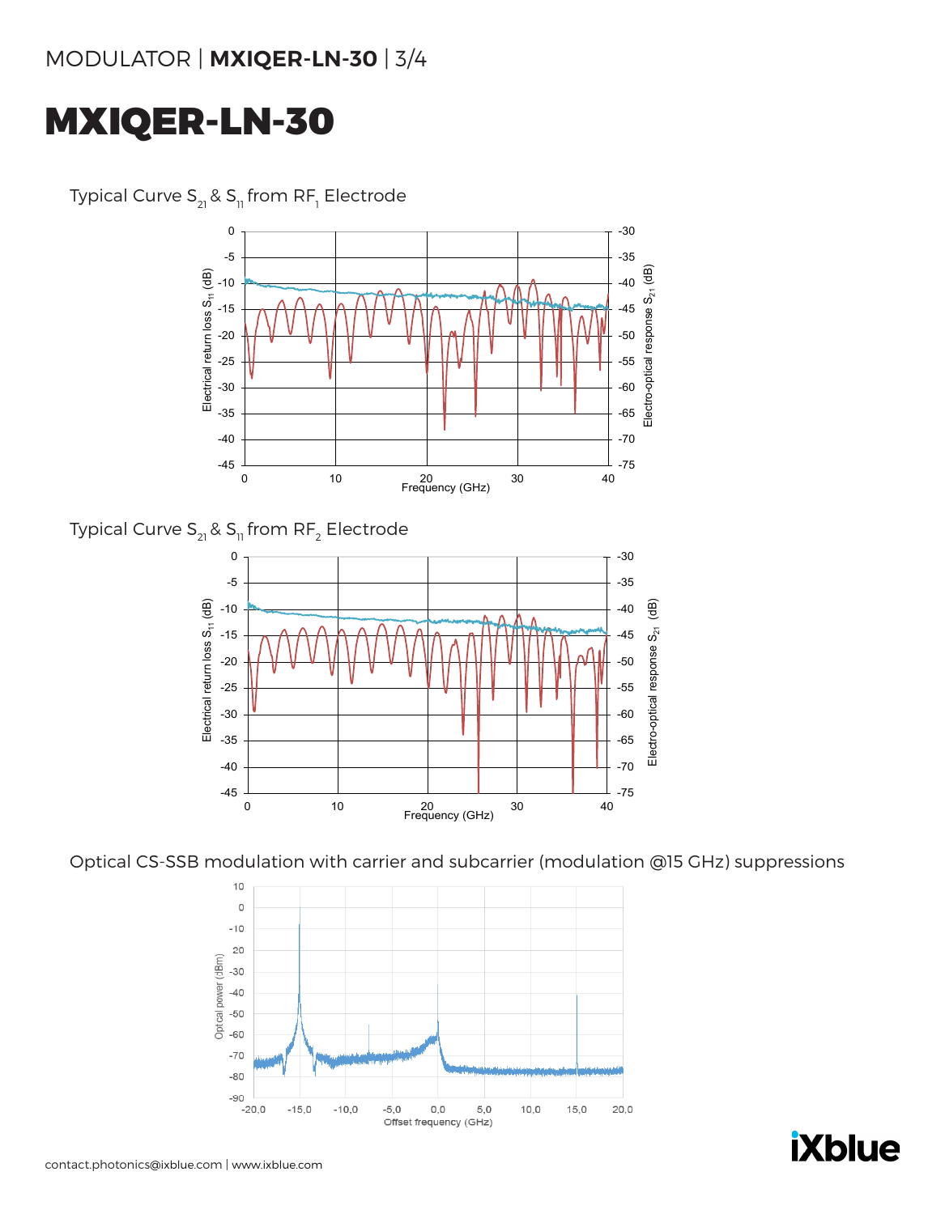# MXIQER-LN-30

Typical Curve $S_{21}$ & $S_{11}$ from $RF_1$ Electrode

Typical Curve $S_{21}$ & $S_{11}$ from $RF_2$ Electrode

Optical CS-SSB modulation with carrier and subcarrier (modulation @15 GHz) suppressions

contact.photonics@ixblue.com | www.ixblue.com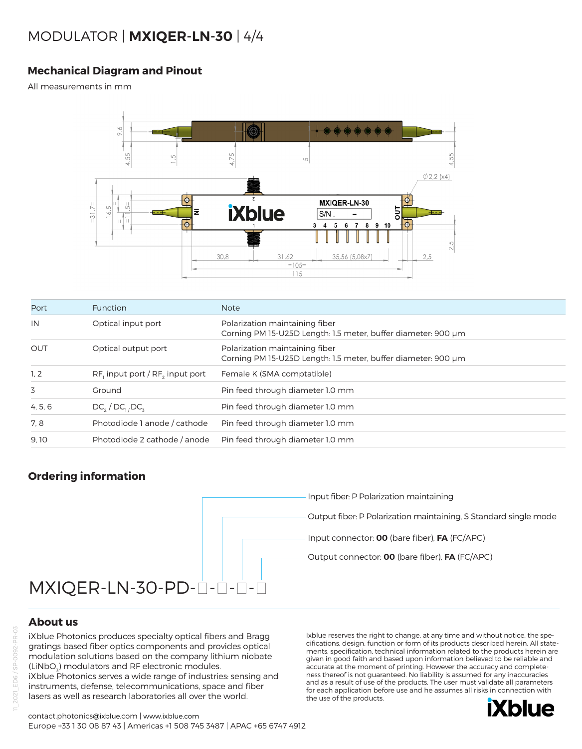# MODULATOR | **MXIQER-LN-30** | 4/4

## Mechanical Diagram and Pinout

All measurements in mm

9,6
4,55
1,5
4,75
5
4,55
∅2,2 (x4)
≈31,7≈
16,5
≈11,5≈
IN
iXblue
MXIQER-LN-30
S/N :
OUT
3 4 5 6 7 8 9 10
2,5
30,8
31,62
35,56 (5,08x7)
2,5
≈105≈
115

| Port | Function | Note |
|---|---|---|
| IN | Optical input port | Polarization maintaining fiber<br>Corning PM 15-U25D Length: 1.5 meter, buffer diameter: 900 µm |
| OUT | Optical output port | Polarization maintaining fiber<br>Corning PM 15-U25D Length: 1.5 meter, buffer diameter: 900 µm |
| 1, 2 | $RF_1$ input port / $RF_2$ input port | Female K (SMA comptatible) |
| 3 | Ground | Pin feed through diameter 1.0 mm |
| 4, 5, 6 | $DC_2$ / $DC_1$ / $DC_3$ | Pin feed through diameter 1.0 mm |
| 7, 8 | Photodiode 1 anode / cathode | Pin feed through diameter 1.0 mm |
| 9, 10 | Photodiode 2 cathode / anode | Pin feed through diameter 1.0 mm |

## Ordering information

Input fiber: P Polarization maintaining

Output fiber: P Polarization maintaining, S Standard single mode

Input connector: **00** (bare fiber), **FA** (FC/APC)

Output connector: **00** (bare fiber), **FA** (FC/APC)

MXIQER-LN-30-PD-□-□-□-□

## About us

iXblue Photonics produces specialty optical fibers and Bragg gratings based fiber optics components and provides optical modulation solutions based on the company lithium niobate ($LiNbO_3$) modulators and RF electronic modules.
iXblue Photonics serves a wide range of industries: sensing and instruments, defense, telecommunications, space and fiber lasers as well as research laboratories all over the world.

Ixblue reserves the right to change, at any time and without notice, the specifications, design, function or form of its products described herein. All statements, specification, technical information related to the products herein are given in good faith and based upon information believed to be reliable and accurate at the moment of printing. However the accuracy and completeness thereof is not guaranteed. No liability is assumed for any inaccuracies and as a result of use of the products. The user must validate all parameters for each application before use and he assumes all risks in connection with the use of the products.

contact.photonics@ixblue.com | www.ixblue.com
Europe +33 1 30 08 87 43 | Americas +1 508 745 3487 | APAC +65 6747 4912

11_2021_ED6 / SP-0092-PR-03